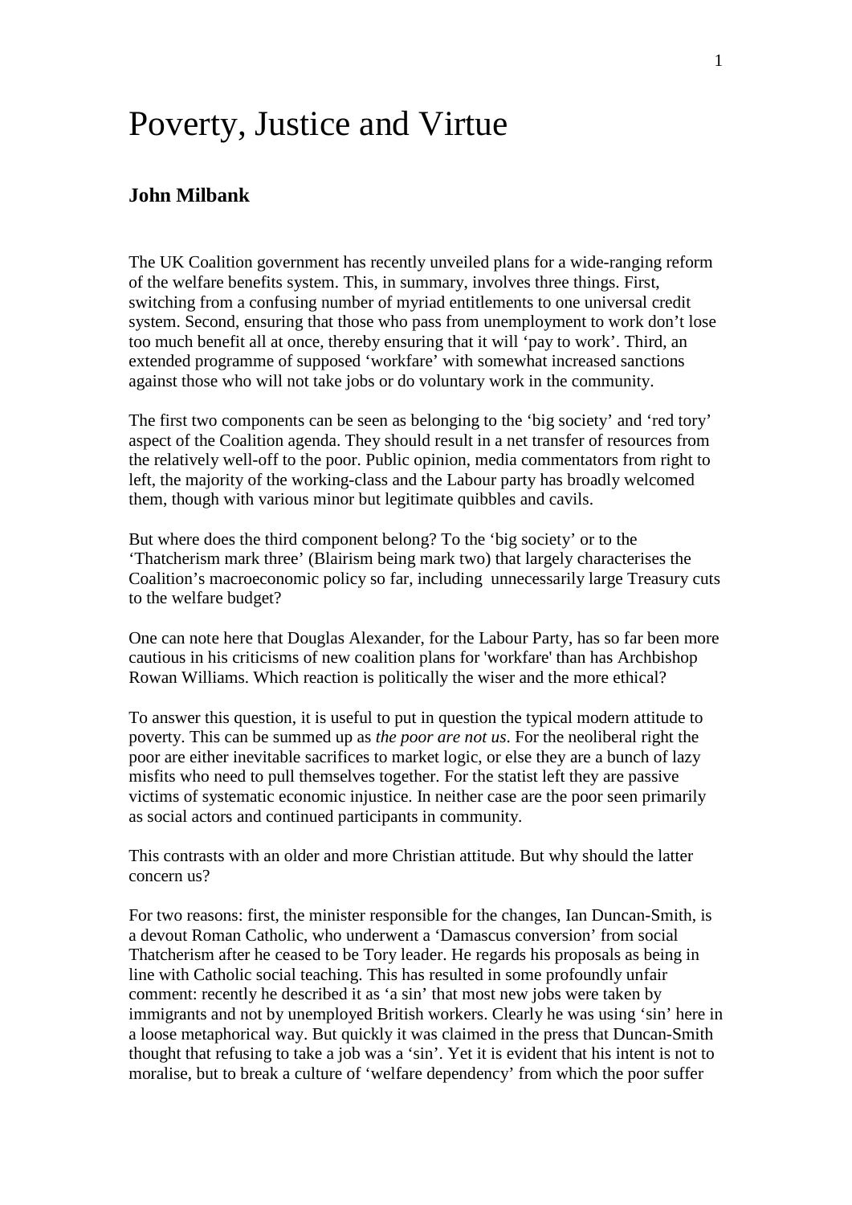# Poverty, Justice and Virtue

**John Milbank**

The UK Coalition government has recently unveiled plans for a wide-ranging reform of the welfare benefits system. This, in summary, involves three things. First, switching from a confusing number of myriad entitlements to one universal credit system. Second, ensuring that those who pass from unemployment to work don't lose too much benefit all at once, thereby ensuring that it will 'pay to work'. Third, an extended programme of supposed 'workfare' with somewhat increased sanctions against those who will not take jobs or do voluntary work in the community.

The first two components can be seen as belonging to the 'big society' and 'red tory' aspect of the Coalition agenda. They should result in a net transfer of resources from the relatively well-off to the poor. Public opinion, media commentators from right to left, the majority of the working-class and the Labour party has broadly welcomed them, though with various minor but legitimate quibbles and cavils.

But where does the third component belong? To the 'big society' or to the 'Thatcherism mark three' (Blairism being mark two) that largely characterises the Coalition's macroeconomic policy so far, including unnecessarily large Treasury cuts to the welfare budget?

One can note here that Douglas Alexander, for the Labour Party, has so far been more cautious in his criticisms of new coalition plans for 'workfare' than has Archbishop Rowan Williams. Which reaction is politically the wiser and the more ethical?

To answer this question, it is useful to put in question the typical modern attitude to poverty. This can be summed up as *the poor are not us*. For the neoliberal right the poor are either inevitable sacrifices to market logic, or else they are a bunch of lazy misfits who need to pull themselves together. For the statist left they are passive victims of systematic economic injustice. In neither case are the poor seen primarily as social actors and continued participants in community.

This contrasts with an older and more Christian attitude. But why should the latter concern us?

For two reasons: first, the minister responsible for the changes, Ian Duncan-Smith, is a devout Roman Catholic, who underwent a 'Damascus conversion' from social Thatcherism after he ceased to be Tory leader. He regards his proposals as being in line with Catholic social teaching. This has resulted in some profoundly unfair comment: recently he described it as 'a sin' that most new jobs were taken by immigrants and not by unemployed British workers. Clearly he was using 'sin' here in a loose metaphorical way. But quickly it was claimed in the press that Duncan-Smith thought that refusing to take a job was a 'sin'. Yet it is evident that his intent is not to moralise, but to break a culture of 'welfare dependency' from which the poor suffer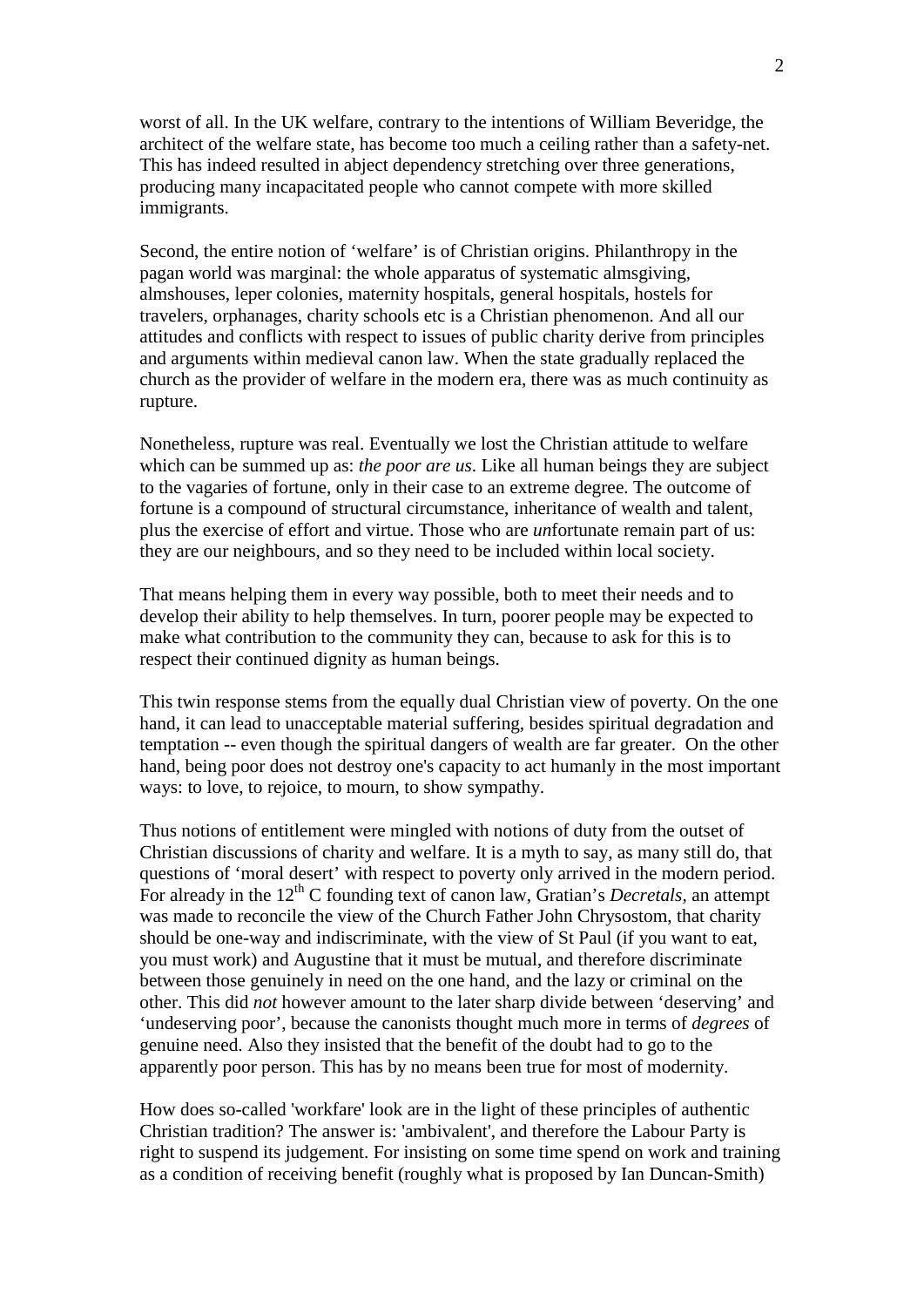worst of all. In the UK welfare, contrary to the intentions of William Beveridge, the architect of the welfare state, has become too much a ceiling rather than a safety-net. This has indeed resulted in abject dependency stretching over three generations, producing many incapacitated people who cannot compete with more skilled immigrants.

Second, the entire notion of 'welfare' is of Christian origins. Philanthropy in the pagan world was marginal: the whole apparatus of systematic almsgiving, almshouses, leper colonies, maternity hospitals, general hospitals, hostels for travelers, orphanages, charity schools etc is a Christian phenomenon. And all our attitudes and conflicts with respect to issues of public charity derive from principles and arguments within medieval canon law. When the state gradually replaced the church as the provider of welfare in the modern era, there was as much continuity as rupture.

Nonetheless, rupture was real. Eventually we lost the Christian attitude to welfare which can be summed up as: *the poor are us*. Like all human beings they are subject to the vagaries of fortune, only in their case to an extreme degree. The outcome of fortune is a compound of structural circumstance, inheritance of wealth and talent, plus the exercise of effort and virtue. Those who are *un*fortunate remain part of us: they are our neighbours, and so they need to be included within local society.

That means helping them in every way possible, both to meet their needs and to develop their ability to help themselves. In turn, poorer people may be expected to make what contribution to the community they can, because to ask for this is to respect their continued dignity as human beings.

This twin response stems from the equally dual Christian view of poverty. On the one hand, it can lead to unacceptable material suffering, besides spiritual degradation and temptation -- even though the spiritual dangers of wealth are far greater. On the other hand, being poor does not destroy one's capacity to act humanly in the most important ways: to love, to rejoice, to mourn, to show sympathy.

Thus notions of entitlement were mingled with notions of duty from the outset of Christian discussions of charity and welfare. It is a myth to say, as many still do, that questions of 'moral desert' with respect to poverty only arrived in the modern period. For already in the 12th C founding text of canon law, Gratian's *Decretals*, an attempt was made to reconcile the view of the Church Father John Chrysostom, that charity should be one-way and indiscriminate, with the view of St Paul (if you want to eat, you must work) and Augustine that it must be mutual, and therefore discriminate between those genuinely in need on the one hand, and the lazy or criminal on the other. This did *not* however amount to the later sharp divide between 'deserving' and 'undeserving poor', because the canonists thought much more in terms of *degrees* of genuine need. Also they insisted that the benefit of the doubt had to go to the apparently poor person. This has by no means been true for most of modernity.

How does so-called 'workfare' look are in the light of these principles of authentic Christian tradition? The answer is: 'ambivalent', and therefore the Labour Party is right to suspend its judgement. For insisting on some time spend on work and training as a condition of receiving benefit (roughly what is proposed by Ian Duncan-Smith)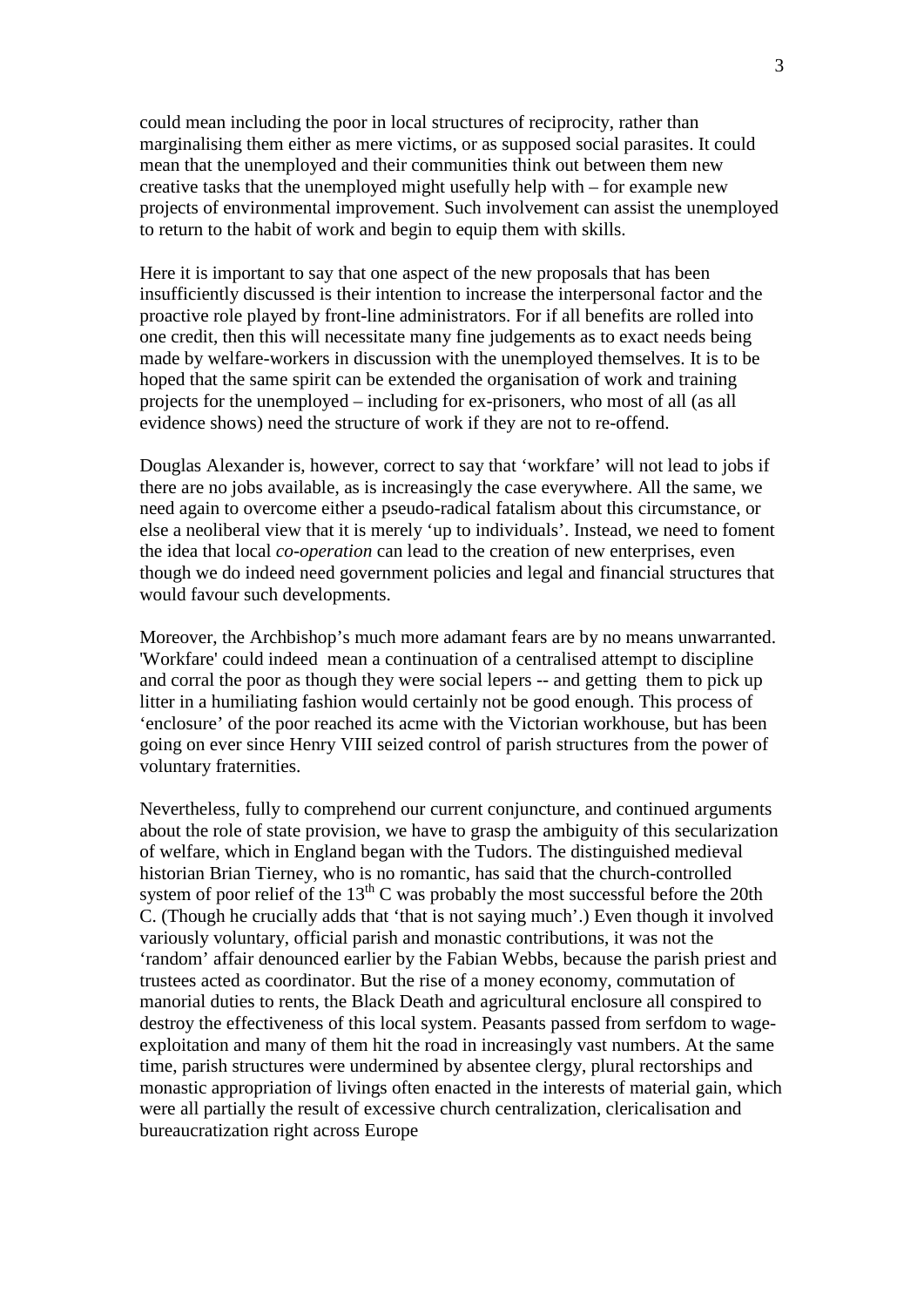could mean including the poor in local structures of reciprocity, rather than marginalising them either as mere victims, or as supposed social parasites. It could mean that the unemployed and their communities think out between them new creative tasks that the unemployed might usefully help with – for example new projects of environmental improvement. Such involvement can assist the unemployed to return to the habit of work and begin to equip them with skills.

Here it is important to say that one aspect of the new proposals that has been insufficiently discussed is their intention to increase the interpersonal factor and the proactive role played by front-line administrators. For if all benefits are rolled into one credit, then this will necessitate many fine judgements as to exact needs being made by welfare-workers in discussion with the unemployed themselves. It is to be hoped that the same spirit can be extended the organisation of work and training projects for the unemployed – including for ex-prisoners, who most of all (as all evidence shows) need the structure of work if they are not to re-offend.

Douglas Alexander is, however, correct to say that 'workfare' will not lead to jobs if there are no jobs available, as is increasingly the case everywhere. All the same, we need again to overcome either a pseudo-radical fatalism about this circumstance, or else a neoliberal view that it is merely 'up to individuals'. Instead, we need to foment the idea that local *co-operation* can lead to the creation of new enterprises, even though we do indeed need government policies and legal and financial structures that would favour such developments.

Moreover, the Archbishop's much more adamant fears are by no means unwarranted. 'Workfare' could indeed mean a continuation of a centralised attempt to discipline and corral the poor as though they were social lepers -- and getting them to pick up litter in a humiliating fashion would certainly not be good enough. This process of 'enclosure' of the poor reached its acme with the Victorian workhouse, but has been going on ever since Henry VIII seized control of parish structures from the power of voluntary fraternities.

Nevertheless, fully to comprehend our current conjuncture, and continued arguments about the role of state provision, we have to grasp the ambiguity of this secularization of welfare, which in England began with the Tudors. The distinguished medieval historian Brian Tierney, who is no romantic, has said that the church-controlled system of poor relief of the 13th C was probably the most successful before the 20th C. (Though he crucially adds that 'that is not saying much'.) Even though it involved variously voluntary, official parish and monastic contributions, it was not the 'random' affair denounced earlier by the Fabian Webbs, because the parish priest and trustees acted as coordinator. But the rise of a money economy, commutation of manorial duties to rents, the Black Death and agricultural enclosure all conspired to destroy the effectiveness of this local system. Peasants passed from serfdom to wage-exploitation and many of them hit the road in increasingly vast numbers. At the same time, parish structures were undermined by absentee clergy, plural rectorships and monastic appropriation of livings often enacted in the interests of material gain, which were all partially the result of excessive church centralization, clericalisation and bureaucratization right across Europe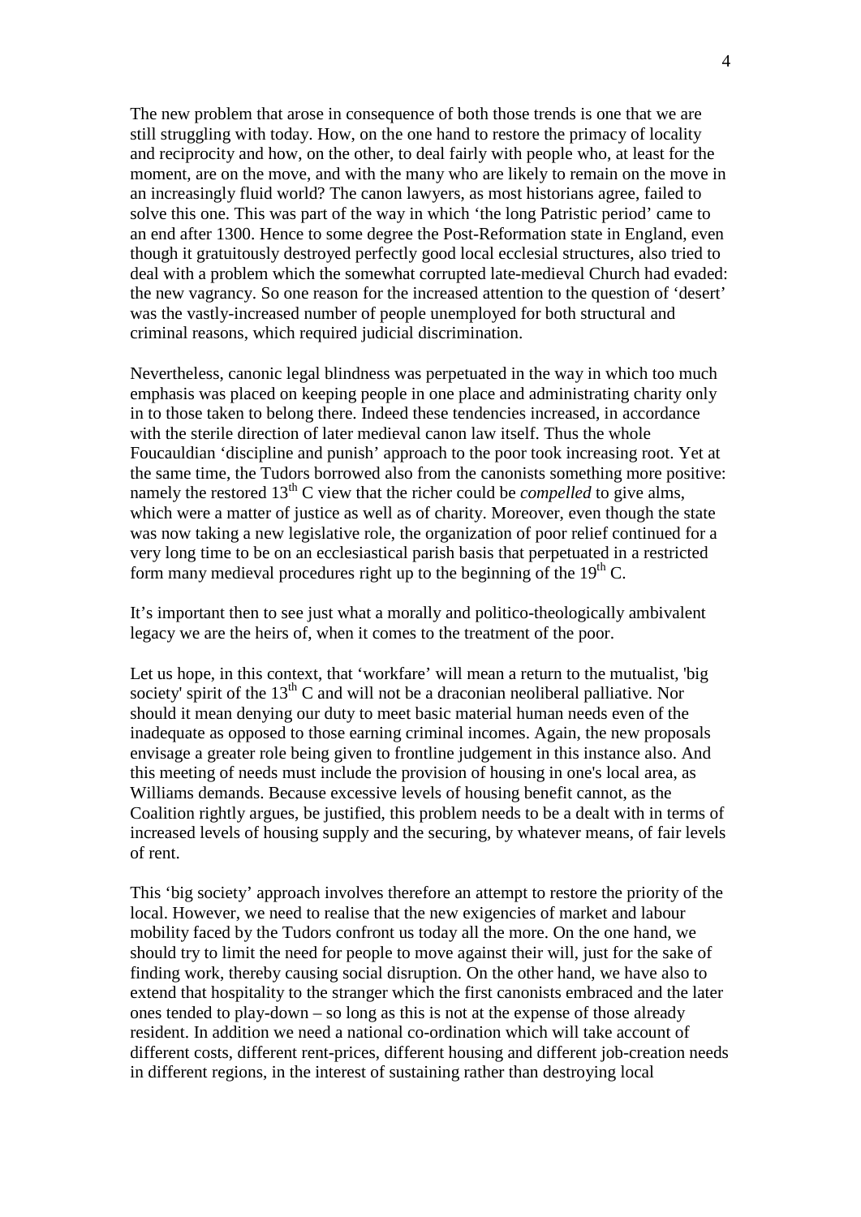The new problem that arose in consequence of both those trends is one that we are still struggling with today. How, on the one hand to restore the primacy of locality and reciprocity and how, on the other, to deal fairly with people who, at least for the moment, are on the move, and with the many who are likely to remain on the move in an increasingly fluid world? The canon lawyers, as most historians agree, failed to solve this one. This was part of the way in which 'the long Patristic period' came to an end after 1300. Hence to some degree the Post-Reformation state in England, even though it gratuitously destroyed perfectly good local ecclesial structures, also tried to deal with a problem which the somewhat corrupted late-medieval Church had evaded: the new vagrancy. So one reason for the increased attention to the question of 'desert' was the vastly-increased number of people unemployed for both structural and criminal reasons, which required judicial discrimination.

Nevertheless, canonic legal blindness was perpetuated in the way in which too much emphasis was placed on keeping people in one place and administrating charity only in to those taken to belong there. Indeed these tendencies increased, in accordance with the sterile direction of later medieval canon law itself. Thus the whole Foucauldian 'discipline and punish' approach to the poor took increasing root. Yet at the same time, the Tudors borrowed also from the canonists something more positive: namely the restored 13th C view that the richer could be *compelled* to give alms, which were a matter of justice as well as of charity. Moreover, even though the state was now taking a new legislative role, the organization of poor relief continued for a very long time to be on an ecclesiastical parish basis that perpetuated in a restricted form many medieval procedures right up to the beginning of the 19th C.

It's important then to see just what a morally and politico-theologically ambivalent legacy we are the heirs of, when it comes to the treatment of the poor.

Let us hope, in this context, that 'workfare' will mean a return to the mutualist, 'big society' spirit of the 13th C and will not be a draconian neoliberal palliative. Nor should it mean denying our duty to meet basic material human needs even of the inadequate as opposed to those earning criminal incomes. Again, the new proposals envisage a greater role being given to frontline judgement in this instance also. And this meeting of needs must include the provision of housing in one's local area, as Williams demands. Because excessive levels of housing benefit cannot, as the Coalition rightly argues, be justified, this problem needs to be a dealt with in terms of increased levels of housing supply and the securing, by whatever means, of fair levels of rent.

This 'big society' approach involves therefore an attempt to restore the priority of the local. However, we need to realise that the new exigencies of market and labour mobility faced by the Tudors confront us today all the more. On the one hand, we should try to limit the need for people to move against their will, just for the sake of finding work, thereby causing social disruption. On the other hand, we have also to extend that hospitality to the stranger which the first canonists embraced and the later ones tended to play-down – so long as this is not at the expense of those already resident. In addition we need a national co-ordination which will take account of different costs, different rent-prices, different housing and different job-creation needs in different regions, in the interest of sustaining rather than destroying local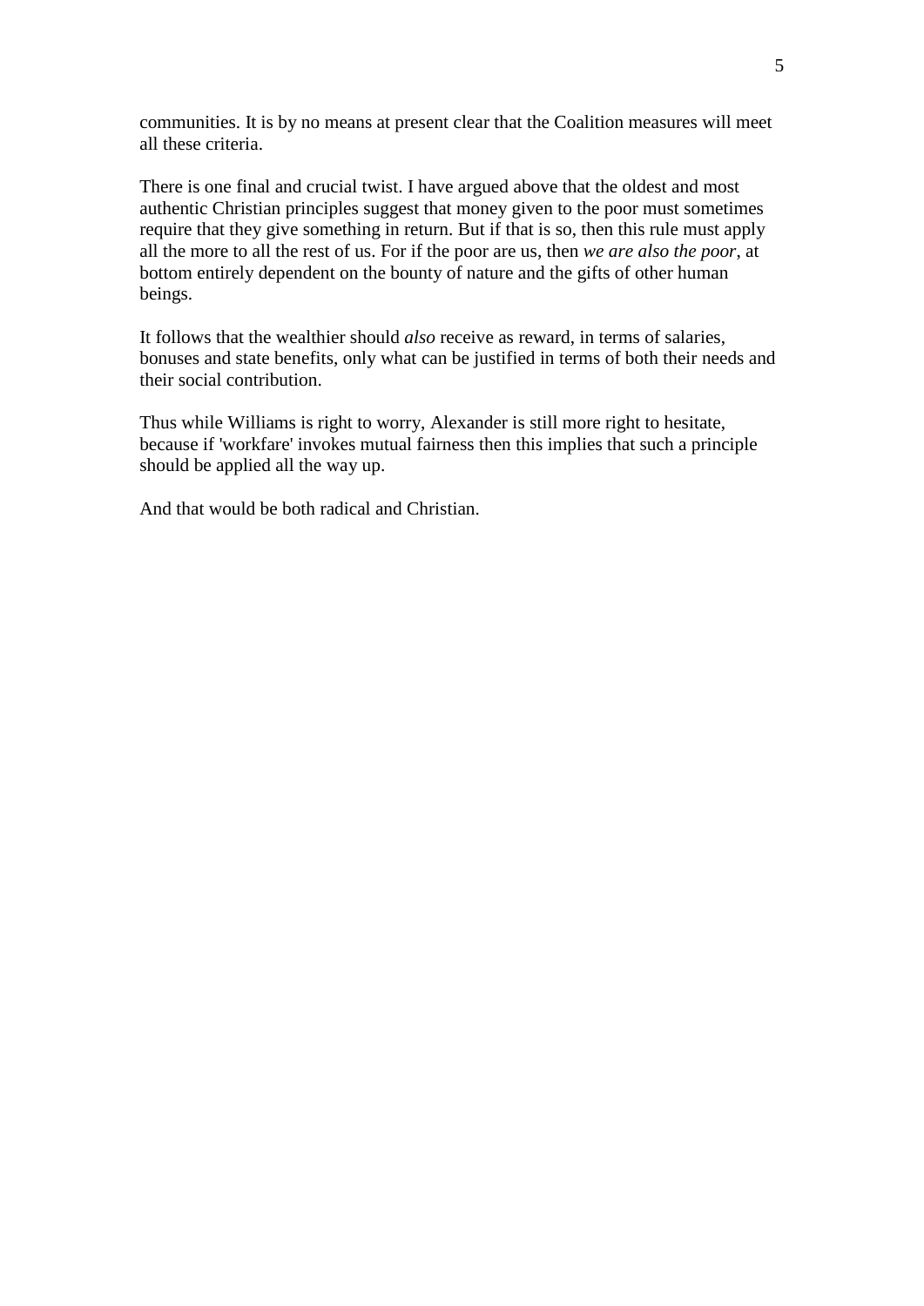communities. It is by no means at present clear that the Coalition measures will meet all these criteria.

There is one final and crucial twist. I have argued above that the oldest and most authentic Christian principles suggest that money given to the poor must sometimes require that they give something in return. But if that is so, then this rule must apply all the more to all the rest of us. For if the poor are us, then *we are also the poor*, at bottom entirely dependent on the bounty of nature and the gifts of other human beings.

It follows that the wealthier should *also* receive as reward, in terms of salaries, bonuses and state benefits, only what can be justified in terms of both their needs and their social contribution.

Thus while Williams is right to worry, Alexander is still more right to hesitate, because if 'workfare' invokes mutual fairness then this implies that such a principle should be applied all the way up.

And that would be both radical and Christian.